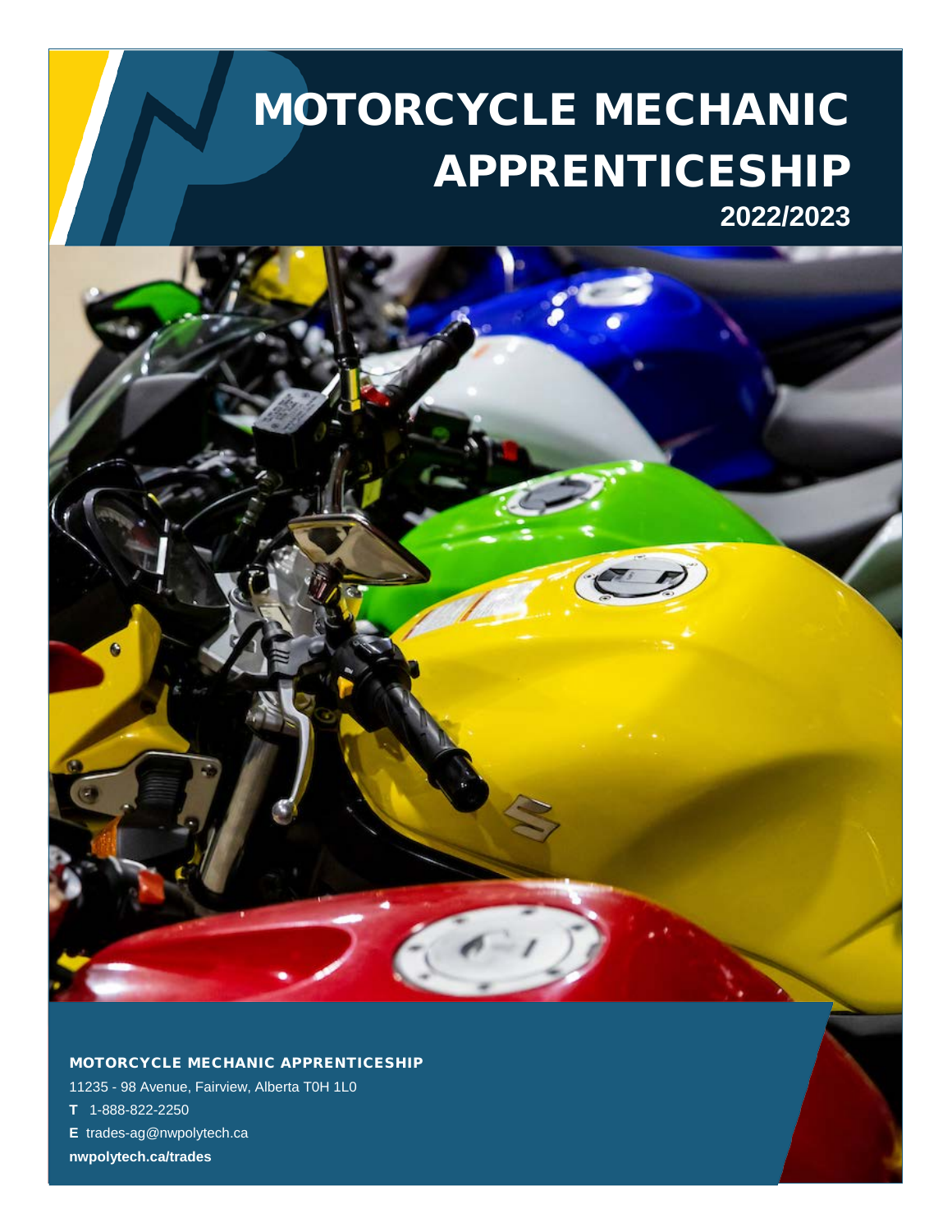# MOTORCYCLE MECHANIC APPRENTICESHIP

## 2022/2023

**MOTORCYCLE MECHANIC APPRENTICESHIP**

11235 - 98 Avenue, Fairview, Alberta T0H 1L0

**T** 1-888-822-2250

**E** trades-ag@nwpolytech.ca

**nwpolytech.ca/trades**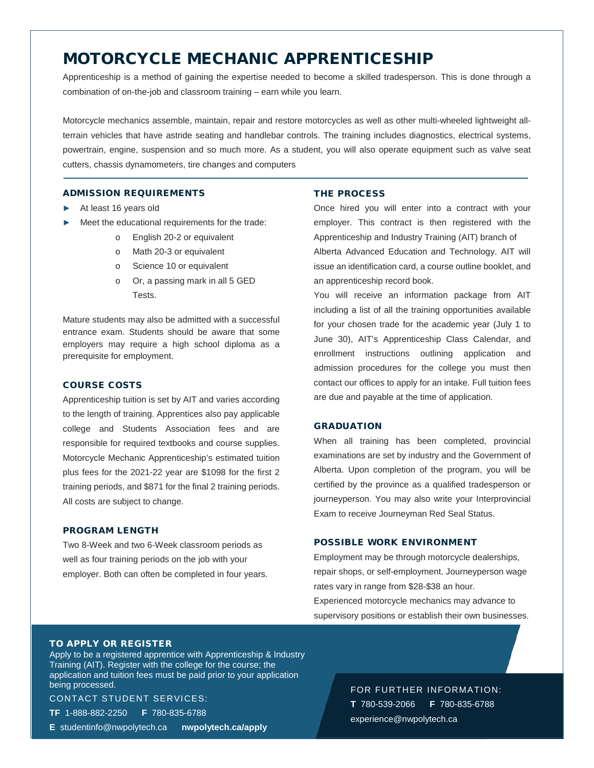# MOTORCYCLE MECHANIC APPRENTICESHIP

Apprenticeship is a method of gaining the expertise needed to become a skilled tradesperson. This is done through a combination of on-the-job and classroom training – earn while you learn.

Motorcycle mechanics assemble, maintain, repair and restore motorcycles as well as other multi-wheeled lightweight all-terrain vehicles that have astride seating and handlebar controls. The training includes diagnostics, electrical systems, powertrain, engine, suspension and so much more. As a student, you will also operate equipment such as valve seat cutters, chassis dynamometers, tire changes and computers

## ADMISSION REQUIREMENTS

- At least 16 years old
- Meet the educational requirements for the trade:
  - English 20-2 or equivalent
  - Math 20-3 or equivalent
  - Science 10 or equivalent
  - Or, a passing mark in all 5 GED Tests.

Mature students may also be admitted with a successful entrance exam. Students should be aware that some employers may require a high school diploma as a prerequisite for employment.

## COURSE COSTS

Apprenticeship tuition is set by AIT and varies according to the length of training. Apprentices also pay applicable college and Students Association fees and are responsible for required textbooks and course supplies. Motorcycle Mechanic Apprenticeship's estimated tuition plus fees for the 2021-22 year are $1098 for the first 2 training periods, and $871 for the final 2 training periods. All costs are subject to change.

## PROGRAM LENGTH

Two 8-Week and two 6-Week classroom periods as well as four training periods on the job with your employer. Both can often be completed in four years.

## THE PROCESS

Once hired you will enter into a contract with your employer. This contract is then registered with the Apprenticeship and Industry Training (AIT) branch of Alberta Advanced Education and Technology. AIT will issue an identification card, a course outline booklet, and an apprenticeship record book.

You will receive an information package from AIT including a list of all the training opportunities available for your chosen trade for the academic year (July 1 to June 30), AIT's Apprenticeship Class Calendar, and enrollment instructions outlining application and admission procedures for the college you must then contact our offices to apply for an intake. Full tuition fees are due and payable at the time of application.

## GRADUATION

When all training has been completed, provincial examinations are set by industry and the Government of Alberta. Upon completion of the program, you will be certified by the province as a qualified tradesperson or journeyperson. You may also write your Interprovincial Exam to receive Journeyman Red Seal Status.

## POSSIBLE WORK ENVIRONMENT

Employment may be through motorcycle dealerships, repair shops, or self-employment. Journeyperson wage rates vary in range from $28-$38 an hour.
Experienced motorcycle mechanics may advance to supervisory positions or establish their own businesses.

## TO APPLY OR REGISTER

Apply to be a registered apprentice with Apprenticeship & Industry Training (AIT). Register with the college for the course; the application and tuition fees must be paid prior to your application being processed.

CONTACT STUDENT SERVICES:

**TF** 1-888-882-2250 **F** 780-835-6788

**E** studentinfo@nwpolytech.ca **nwpolytech.ca/apply**

FOR FURTHER INFORMATION:

**T** 780-539-2066 **F** 780-835-6788

experience@nwpolytech.ca